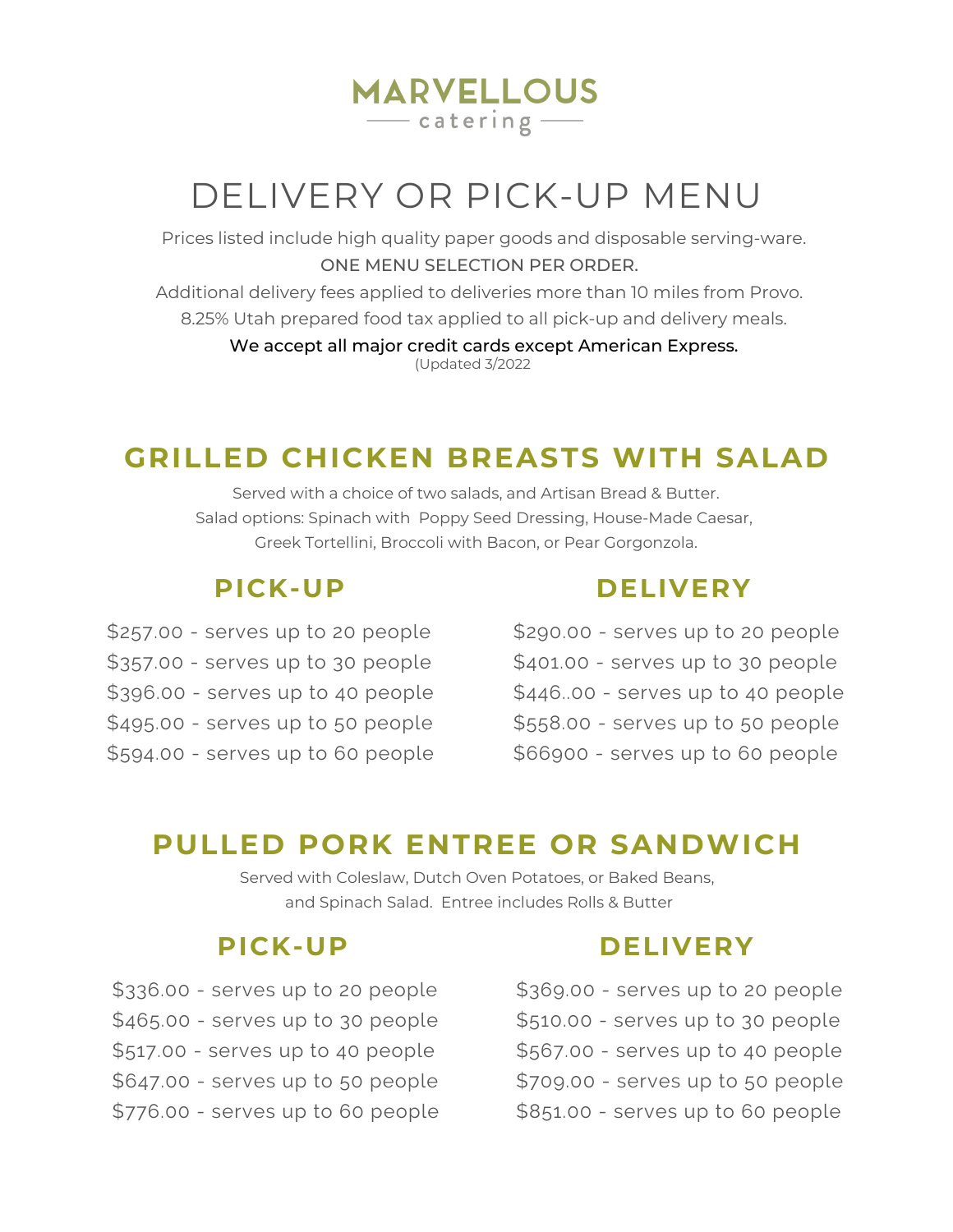# MARVELLOUS

catering

# DELIVERY OR PICK-UP MENU

Prices listed include high quality paper goods and disposable serving-ware.

ONE MENU SELECTION PER ORDER.

Additional delivery fees applied to deliveries more than 10 miles from Provo.

8.25% Utah prepared food tax applied to all pick-up and delivery meals.

We accept all major credit cards except American Express.

(Updated 3/2022

## GRILLED CHICKEN BREASTS WITH SALAD

Served with a choice of two salads, and Artisan Bread & Butter.
Salad options: Spinach with Poppy Seed Dressing, House-Made Caesar,
Greek Tortellini, Broccoli with Bacon, or Pear Gorgonzola.

### PICK-UP

$257.00 - serves up to 20 people
$357.00 - serves up to 30 people
$396.00 - serves up to 40 people
$495.00 - serves up to 50 people
$594.00 - serves up to 60 people

### DELIVERY

$290.00 - serves up to 20 people
$401.00 - serves up to 30 people
$446..00 - serves up to 40 people
$558.00 - serves up to 50 people
$66900 - serves up to 60 people

## PULLED PORK ENTREE OR SANDWICH

Served with Coleslaw, Dutch Oven Potatoes, or Baked Beans,
and Spinach Salad. Entree includes Rolls & Butter

### PICK-UP

$336.00 - serves up to 20 people
$465.00 - serves up to 30 people
$517.00 - serves up to 40 people
$647.00 - serves up to 50 people
$776.00 - serves up to 60 people

### DELIVERY

$369.00 - serves up to 20 people
$510.00 - serves up to 30 people
$567.00 - serves up to 40 people
$709.00 - serves up to 50 people
$851.00 - serves up to 60 people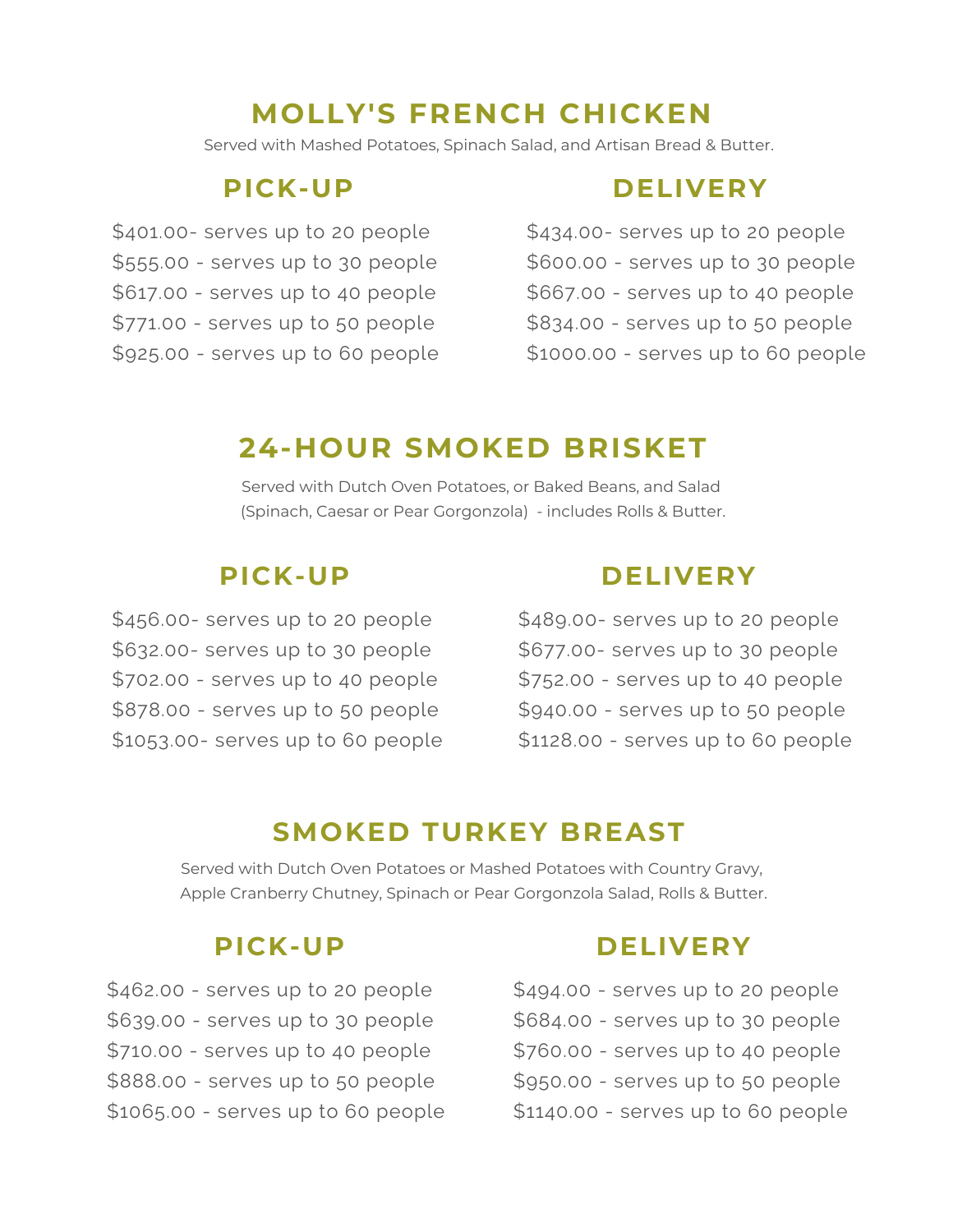## MOLLY'S FRENCH CHICKEN

Served with Mashed Potatoes, Spinach Salad, and Artisan Bread & Butter.

### PICK-UP

$401.00- serves up to 20 people
$555.00 - serves up to 30 people
$617.00 - serves up to 40 people
$771.00 - serves up to 50 people
$925.00 - serves up to 60 people

### DELIVERY

$434.00- serves up to 20 people
$600.00 - serves up to 30 people
$667.00 - serves up to 40 people
$834.00 - serves up to 50 people
$1000.00 - serves up to 60 people

## 24-HOUR SMOKED BRISKET

Served with Dutch Oven Potatoes, or Baked Beans, and Salad (Spinach, Caesar or Pear Gorgonzola) - includes Rolls & Butter.

### PICK-UP

$456.00- serves up to 20 people
$632.00- serves up to 30 people
$702.00 - serves up to 40 people
$878.00 - serves up to 50 people
$1053.00- serves up to 60 people

### DELIVERY

$489.00- serves up to 20 people
$677.00- serves up to 30 people
$752.00 - serves up to 40 people
$940.00 - serves up to 50 people
$1128.00 - serves up to 60 people

## SMOKED TURKEY BREAST

Served with Dutch Oven Potatoes or Mashed Potatoes with Country Gravy, Apple Cranberry Chutney, Spinach or Pear Gorgonzola Salad, Rolls & Butter.

### PICK-UP

$462.00 - serves up to 20 people
$639.00 - serves up to 30 people
$710.00 - serves up to 40 people
$888.00 - serves up to 50 people
$1065.00 - serves up to 60 people

### DELIVERY

$494.00 - serves up to 20 people
$684.00 - serves up to 30 people
$760.00 - serves up to 40 people
$950.00 - serves up to 50 people
$1140.00 - serves up to 60 people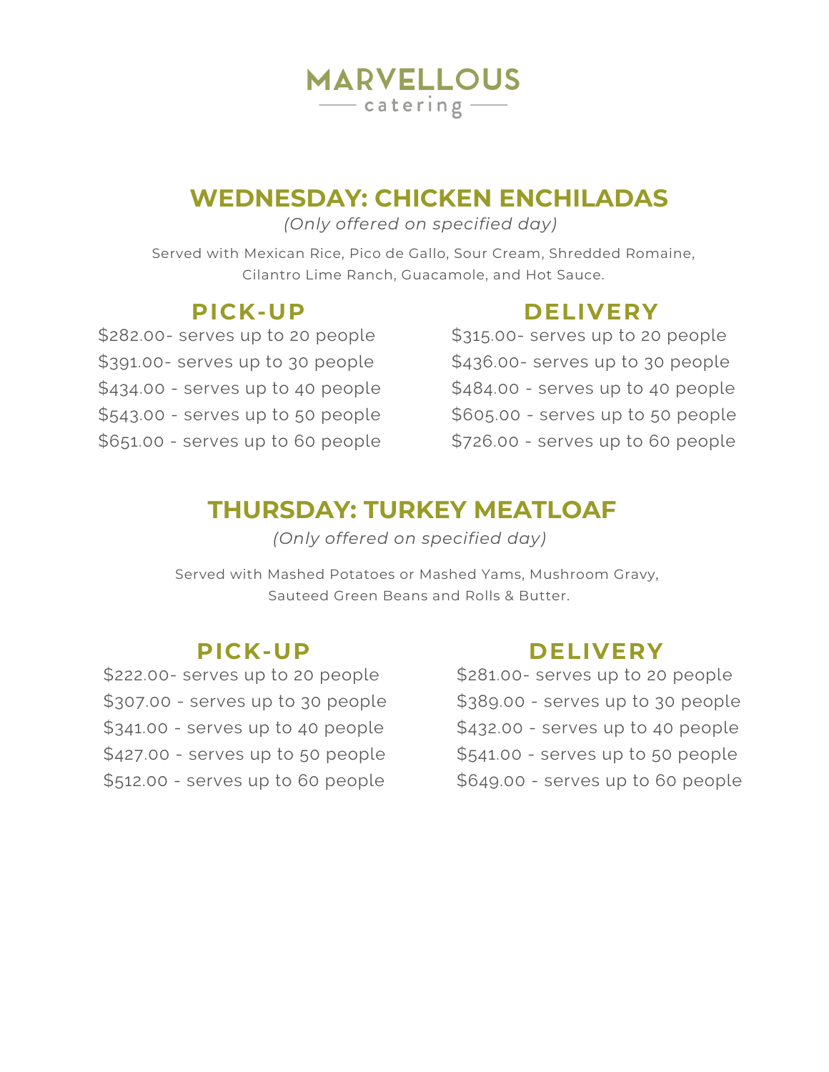# MARVELLOUS

catering

## WEDNESDAY: CHICKEN ENCHILADAS

*(Only offered on specified day)*

Served with Mexican Rice, Pico de Gallo, Sour Cream, Shredded Romaine, Cilantro Lime Ranch, Guacamole, and Hot Sauce.

### PICK-UP

$282.00- serves up to 20 people
$391.00- serves up to 30 people
$434.00 - serves up to 40 people
$543.00 - serves up to 50 people
$651.00 - serves up to 60 people

### DELIVERY

$315.00- serves up to 20 people
$436.00- serves up to 30 people
$484.00 - serves up to 40 people
$605.00 - serves up to 50 people
$726.00 - serves up to 60 people

## THURSDAY: TURKEY MEATLOAF

*(Only offered on specified day)*

Served with Mashed Potatoes or Mashed Yams, Mushroom Gravy, Sauteed Green Beans and Rolls & Butter.

### PICK-UP

$222.00- serves up to 20 people
$307.00 - serves up to 30 people
$341.00 - serves up to 40 people
$427.00 - serves up to 50 people
$512.00 - serves up to 60 people

### DELIVERY

$281.00- serves up to 20 people
$389.00 - serves up to 30 people
$432.00 - serves up to 40 people
$541.00 - serves up to 50 people
$649.00 - serves up to 60 people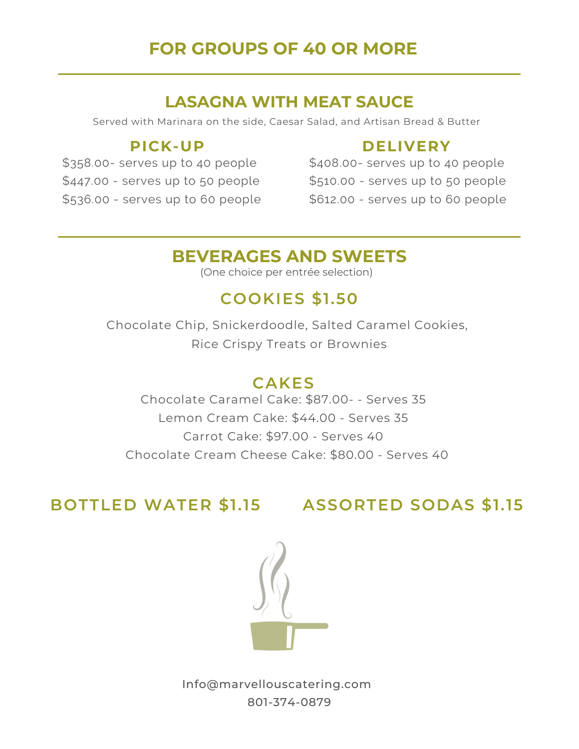# FOR GROUPS OF 40 OR MORE

## LASAGNA WITH MEAT SAUCE

Served with Marinara on the side, Caesar Salad, and Artisan Bread & Butter

### PICK-UP

$358.00- serves up to 40 people

$447.00 - serves up to 50 people

$536.00 - serves up to 60 people

### DELIVERY

$408.00- serves up to 40 people

$510.00 - serves up to 50 people

$612.00 - serves up to 60 people

## BEVERAGES AND SWEETS

(One choice per entrée selection)

### COOKIES $1.50

Chocolate Chip, Snickerdoodle, Salted Caramel Cookies, Rice Crispy Treats or Brownies

### CAKES

Chocolate Caramel Cake: $87.00- - Serves 35

Lemon Cream Cake: $44.00 - Serves 35

Carrot Cake: $97.00 - Serves 40

Chocolate Cream Cheese Cake: $80.00 - Serves 40

### BOTTLED WATER $1.15

### ASSORTED SODAS $1.15

Info@marvellouscatering.com

801-374-0879